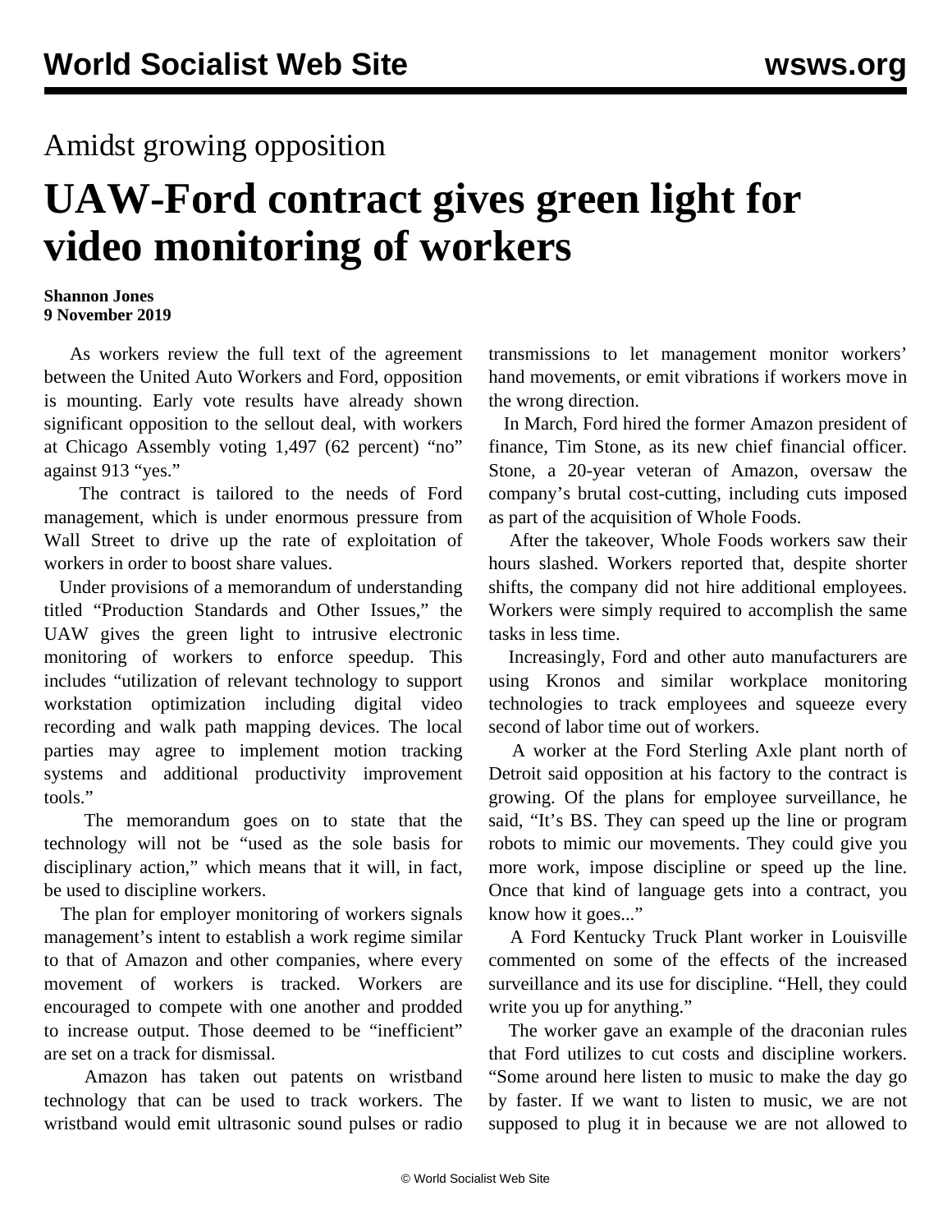Amidst growing opposition

# UAW-Ford contract gives green light for video monitoring of workers

**Shannon Jones**
**9 November 2019**

As workers review the full text of the agreement between the United Auto Workers and Ford, opposition is mounting. Early vote results have already shown significant opposition to the sellout deal, with workers at Chicago Assembly voting 1,497 (62 percent) "no" against 913 "yes."

The contract is tailored to the needs of Ford management, which is under enormous pressure from Wall Street to drive up the rate of exploitation of workers in order to boost share values.

Under provisions of a memorandum of understanding titled "Production Standards and Other Issues," the UAW gives the green light to intrusive electronic monitoring of workers to enforce speedup. This includes "utilization of relevant technology to support workstation optimization including digital video recording and walk path mapping devices. The local parties may agree to implement motion tracking systems and additional productivity improvement tools."

The memorandum goes on to state that the technology will not be "used as the sole basis for disciplinary action," which means that it will, in fact, be used to discipline workers.

The plan for employer monitoring of workers signals management's intent to establish a work regime similar to that of Amazon and other companies, where every movement of workers is tracked. Workers are encouraged to compete with one another and prodded to increase output. Those deemed to be "inefficient" are set on a track for dismissal.

Amazon has taken out patents on wristband technology that can be used to track workers. The wristband would emit ultrasonic sound pulses or radio transmissions to let management monitor workers' hand movements, or emit vibrations if workers move in the wrong direction.

In March, Ford hired the former Amazon president of finance, Tim Stone, as its new chief financial officer. Stone, a 20-year veteran of Amazon, oversaw the company's brutal cost-cutting, including cuts imposed as part of the acquisition of Whole Foods.

After the takeover, Whole Foods workers saw their hours slashed. Workers reported that, despite shorter shifts, the company did not hire additional employees. Workers were simply required to accomplish the same tasks in less time.

Increasingly, Ford and other auto manufacturers are using Kronos and similar workplace monitoring technologies to track employees and squeeze every second of labor time out of workers.

A worker at the Ford Sterling Axle plant north of Detroit said opposition at his factory to the contract is growing. Of the plans for employee surveillance, he said, "It's BS. They can speed up the line or program robots to mimic our movements. They could give you more work, impose discipline or speed up the line. Once that kind of language gets into a contract, you know how it goes..."

A Ford Kentucky Truck Plant worker in Louisville commented on some of the effects of the increased surveillance and its use for discipline. "Hell, they could write you up for anything."

The worker gave an example of the draconian rules that Ford utilizes to cut costs and discipline workers. "Some around here listen to music to make the day go by faster. If we want to listen to music, we are not supposed to plug it in because we are not allowed to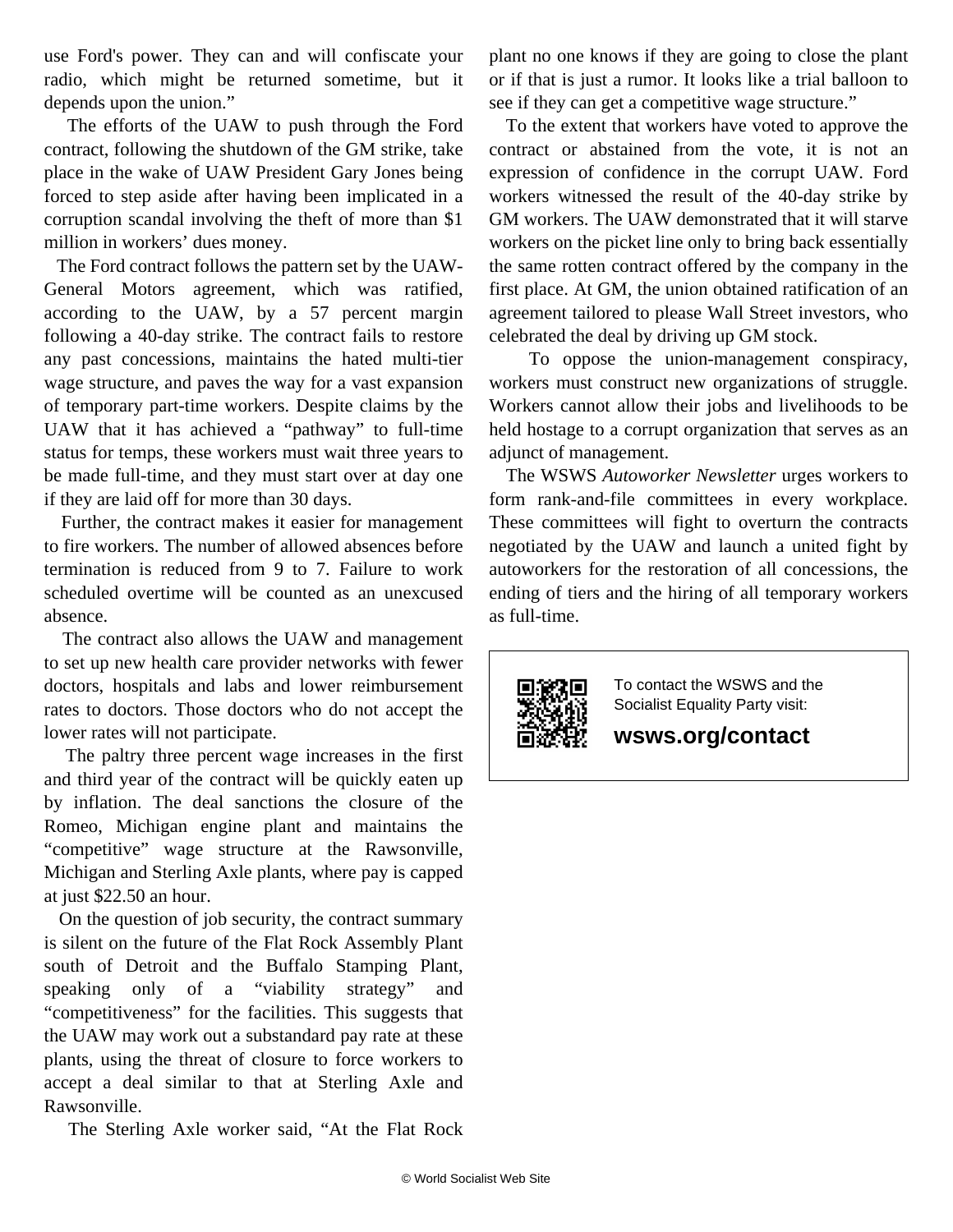use Ford's power. They can and will confiscate your radio, which might be returned sometime, but it depends upon the union."

The efforts of the UAW to push through the Ford contract, following the shutdown of the GM strike, take place in the wake of UAW President Gary Jones being forced to step aside after having been implicated in a corruption scandal involving the theft of more than $1 million in workers' dues money.

The Ford contract follows the pattern set by the UAW-General Motors agreement, which was ratified, according to the UAW, by a 57 percent margin following a 40-day strike. The contract fails to restore any past concessions, maintains the hated multi-tier wage structure, and paves the way for a vast expansion of temporary part-time workers. Despite claims by the UAW that it has achieved a "pathway" to full-time status for temps, these workers must wait three years to be made full-time, and they must start over at day one if they are laid off for more than 30 days.

Further, the contract makes it easier for management to fire workers. The number of allowed absences before termination is reduced from 9 to 7. Failure to work scheduled overtime will be counted as an unexcused absence.

The contract also allows the UAW and management to set up new health care provider networks with fewer doctors, hospitals and labs and lower reimbursement rates to doctors. Those doctors who do not accept the lower rates will not participate.

The paltry three percent wage increases in the first and third year of the contract will be quickly eaten up by inflation. The deal sanctions the closure of the Romeo, Michigan engine plant and maintains the "competitive" wage structure at the Rawsonville, Michigan and Sterling Axle plants, where pay is capped at just $22.50 an hour.

On the question of job security, the contract summary is silent on the future of the Flat Rock Assembly Plant south of Detroit and the Buffalo Stamping Plant, speaking only of a "viability strategy" and "competitiveness" for the facilities. This suggests that the UAW may work out a substandard pay rate at these plants, using the threat of closure to force workers to accept a deal similar to that at Sterling Axle and Rawsonville.

The Sterling Axle worker said, "At the Flat Rock plant no one knows if they are going to close the plant or if that is just a rumor. It looks like a trial balloon to see if they can get a competitive wage structure."

To the extent that workers have voted to approve the contract or abstained from the vote, it is not an expression of confidence in the corrupt UAW. Ford workers witnessed the result of the 40-day strike by GM workers. The UAW demonstrated that it will starve workers on the picket line only to bring back essentially the same rotten contract offered by the company in the first place. At GM, the union obtained ratification of an agreement tailored to please Wall Street investors, who celebrated the deal by driving up GM stock.

To oppose the union-management conspiracy, workers must construct new organizations of struggle. Workers cannot allow their jobs and livelihoods to be held hostage to a corrupt organization that serves as an adjunct of management.

The WSWS *Autoworker Newsletter* urges workers to form rank-and-file committees in every workplace. These committees will fight to overturn the contracts negotiated by the UAW and launch a united fight by autoworkers for the restoration of all concessions, the ending of tiers and the hiring of all temporary workers as full-time.

To contact the WSWS and the Socialist Equality Party visit:

**wsws.org/contact**